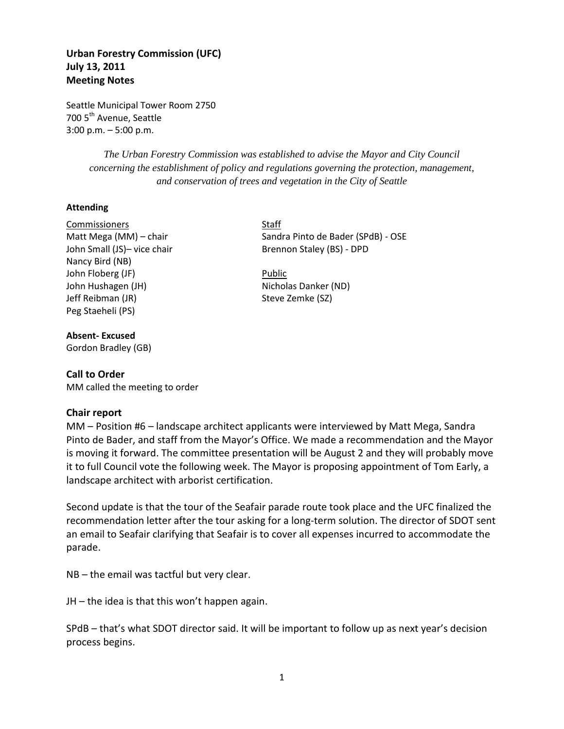**Urban Forestry Commission (UFC)**
**July 13, 2011**
**Meeting Notes**

Seattle Municipal Tower Room 2750
700 5th Avenue, Seattle
3:00 p.m. – 5:00 p.m.

*The Urban Forestry Commission was established to advise the Mayor and City Council concerning the establishment of policy and regulations governing the protection, management, and conservation of trees and vegetation in the City of Seattle*

**Attending**

Commissioners
Matt Mega (MM) – chair
John Small (JS)– vice chair
Nancy Bird (NB)
John Floberg (JF)
John Hushagen (JH)
Jeff Reibman (JR)
Peg Staeheli (PS)

Staff
Sandra Pinto de Bader (SPdB) - OSE
Brennon Staley (BS) - DPD

Public
Nicholas Danker (ND)
Steve Zemke (SZ)

**Absent- Excused**
Gordon Bradley (GB)

## Call to Order

MM called the meeting to order

## Chair report

MM – Position #6 – landscape architect applicants were interviewed by Matt Mega, Sandra Pinto de Bader, and staff from the Mayor's Office. We made a recommendation and the Mayor is moving it forward. The committee presentation will be August 2 and they will probably move it to full Council vote the following week. The Mayor is proposing appointment of Tom Early, a landscape architect with arborist certification.

Second update is that the tour of the Seafair parade route took place and the UFC finalized the recommendation letter after the tour asking for a long-term solution. The director of SDOT sent an email to Seafair clarifying that Seafair is to cover all expenses incurred to accommodate the parade.

NB – the email was tactful but very clear.

JH – the idea is that this won't happen again.

SPdB – that's what SDOT director said. It will be important to follow up as next year's decision process begins.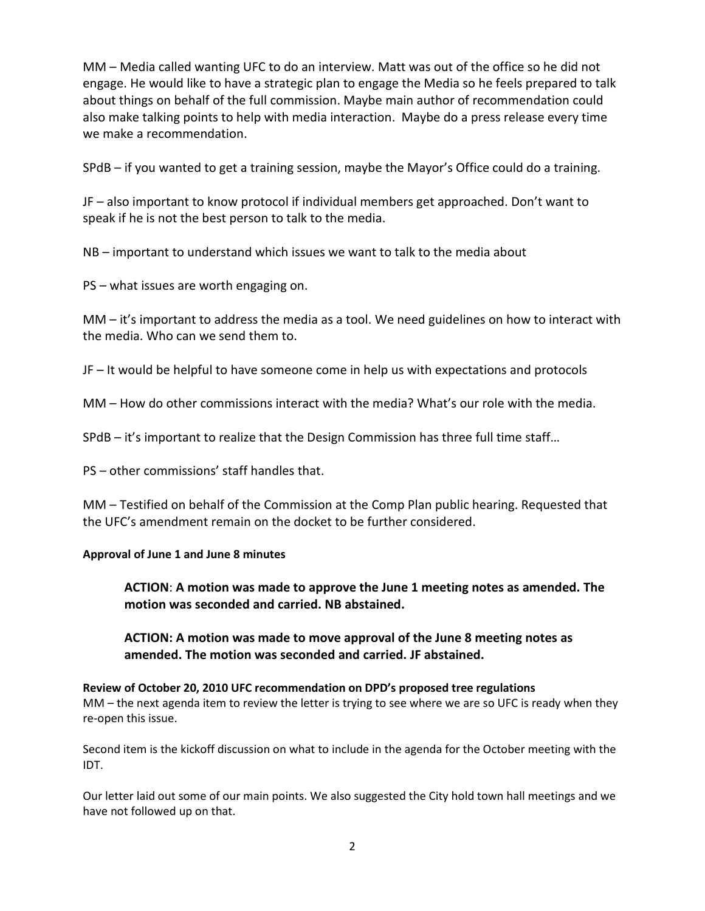MM – Media called wanting UFC to do an interview. Matt was out of the office so he did not engage. He would like to have a strategic plan to engage the Media so he feels prepared to talk about things on behalf of the full commission. Maybe main author of recommendation could also make talking points to help with media interaction. Maybe do a press release every time we make a recommendation.

SPdB – if you wanted to get a training session, maybe the Mayor's Office could do a training.

JF – also important to know protocol if individual members get approached. Don't want to speak if he is not the best person to talk to the media.

NB – important to understand which issues we want to talk to the media about

PS – what issues are worth engaging on.

MM – it's important to address the media as a tool. We need guidelines on how to interact with the media. Who can we send them to.

JF – It would be helpful to have someone come in help us with expectations and protocols

MM – How do other commissions interact with the media? What's our role with the media.

SPdB – it's important to realize that the Design Commission has three full time staff…

PS – other commissions' staff handles that.

MM – Testified on behalf of the Commission at the Comp Plan public hearing. Requested that the UFC's amendment remain on the docket to be further considered.

**Approval of June 1 and June 8 minutes**

> **ACTION**: **A motion was made to approve the June 1 meeting notes as amended. The motion was seconded and carried. NB abstained.**
>
> **ACTION: A motion was made to move approval of the June 8 meeting notes as amended. The motion was seconded and carried. JF abstained.**

**Review of October 20, 2010 UFC recommendation on DPD's proposed tree regulations**

MM – the next agenda item to review the letter is trying to see where we are so UFC is ready when they re-open this issue.

Second item is the kickoff discussion on what to include in the agenda for the October meeting with the IDT.

Our letter laid out some of our main points. We also suggested the City hold town hall meetings and we have not followed up on that.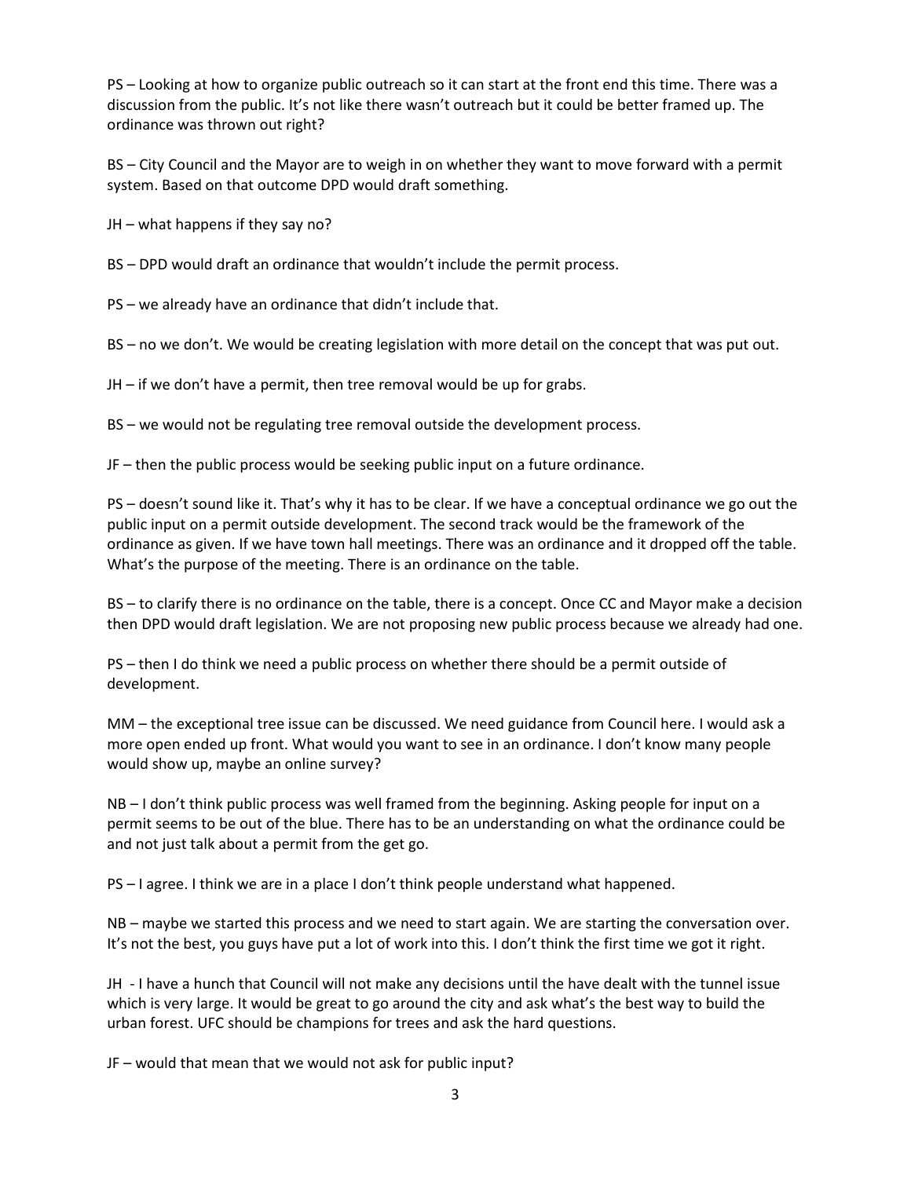PS – Looking at how to organize public outreach so it can start at the front end this time. There was a discussion from the public. It's not like there wasn't outreach but it could be better framed up. The ordinance was thrown out right?

BS – City Council and the Mayor are to weigh in on whether they want to move forward with a permit system. Based on that outcome DPD would draft something.

JH – what happens if they say no?

BS – DPD would draft an ordinance that wouldn't include the permit process.

PS – we already have an ordinance that didn't include that.

BS – no we don't. We would be creating legislation with more detail on the concept that was put out.

JH – if we don't have a permit, then tree removal would be up for grabs.

BS – we would not be regulating tree removal outside the development process.

JF – then the public process would be seeking public input on a future ordinance.

PS – doesn't sound like it. That's why it has to be clear. If we have a conceptual ordinance we go out the public input on a permit outside development. The second track would be the framework of the ordinance as given. If we have town hall meetings. There was an ordinance and it dropped off the table. What's the purpose of the meeting. There is an ordinance on the table.

BS – to clarify there is no ordinance on the table, there is a concept. Once CC and Mayor make a decision then DPD would draft legislation. We are not proposing new public process because we already had one.

PS – then I do think we need a public process on whether there should be a permit outside of development.

MM – the exceptional tree issue can be discussed. We need guidance from Council here. I would ask a more open ended up front. What would you want to see in an ordinance. I don't know many people would show up, maybe an online survey?

NB – I don't think public process was well framed from the beginning. Asking people for input on a permit seems to be out of the blue. There has to be an understanding on what the ordinance could be and not just talk about a permit from the get go.

PS – I agree. I think we are in a place I don't think people understand what happened.

NB – maybe we started this process and we need to start again. We are starting the conversation over. It's not the best, you guys have put a lot of work into this. I don't think the first time we got it right.

JH - I have a hunch that Council will not make any decisions until the have dealt with the tunnel issue which is very large. It would be great to go around the city and ask what's the best way to build the urban forest. UFC should be champions for trees and ask the hard questions.

JF – would that mean that we would not ask for public input?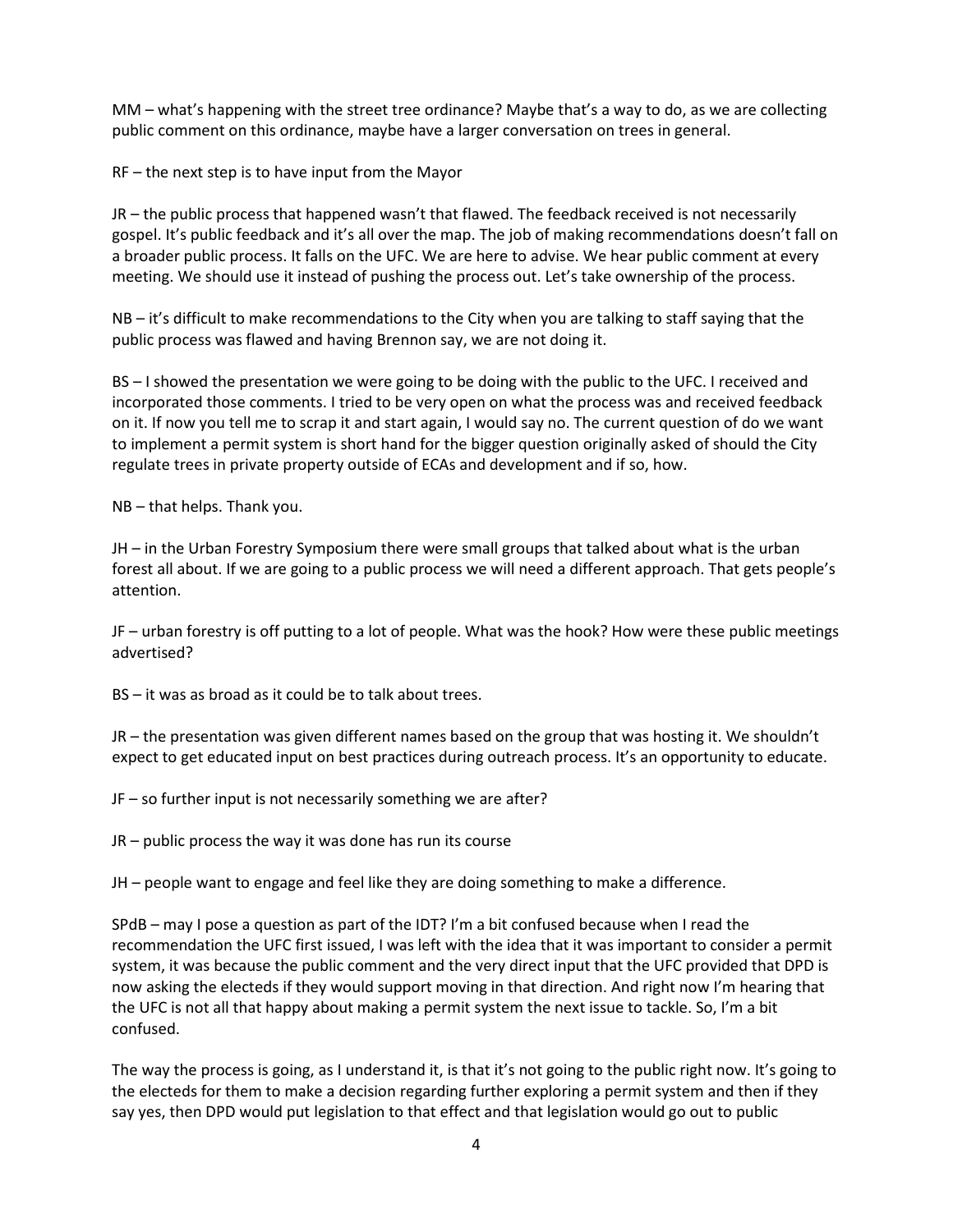MM – what's happening with the street tree ordinance? Maybe that's a way to do, as we are collecting public comment on this ordinance, maybe have a larger conversation on trees in general.

RF – the next step is to have input from the Mayor

JR – the public process that happened wasn't that flawed. The feedback received is not necessarily gospel. It's public feedback and it's all over the map. The job of making recommendations doesn't fall on a broader public process. It falls on the UFC. We are here to advise. We hear public comment at every meeting. We should use it instead of pushing the process out. Let's take ownership of the process.

NB – it's difficult to make recommendations to the City when you are talking to staff saying that the public process was flawed and having Brennon say, we are not doing it.

BS – I showed the presentation we were going to be doing with the public to the UFC. I received and incorporated those comments. I tried to be very open on what the process was and received feedback on it. If now you tell me to scrap it and start again, I would say no. The current question of do we want to implement a permit system is short hand for the bigger question originally asked of should the City regulate trees in private property outside of ECAs and development and if so, how.

NB – that helps. Thank you.

JH – in the Urban Forestry Symposium there were small groups that talked about what is the urban forest all about. If we are going to a public process we will need a different approach. That gets people's attention.

JF – urban forestry is off putting to a lot of people. What was the hook? How were these public meetings advertised?

BS – it was as broad as it could be to talk about trees.

JR – the presentation was given different names based on the group that was hosting it. We shouldn't expect to get educated input on best practices during outreach process. It's an opportunity to educate.

JF – so further input is not necessarily something we are after?

JR – public process the way it was done has run its course

JH – people want to engage and feel like they are doing something to make a difference.

SPdB – may I pose a question as part of the IDT? I'm a bit confused because when I read the recommendation the UFC first issued, I was left with the idea that it was important to consider a permit system, it was because the public comment and the very direct input that the UFC provided that DPD is now asking the electeds if they would support moving in that direction. And right now I'm hearing that the UFC is not all that happy about making a permit system the next issue to tackle. So, I'm a bit confused.

The way the process is going, as I understand it, is that it's not going to the public right now. It's going to the electeds for them to make a decision regarding further exploring a permit system and then if they say yes, then DPD would put legislation to that effect and that legislation would go out to public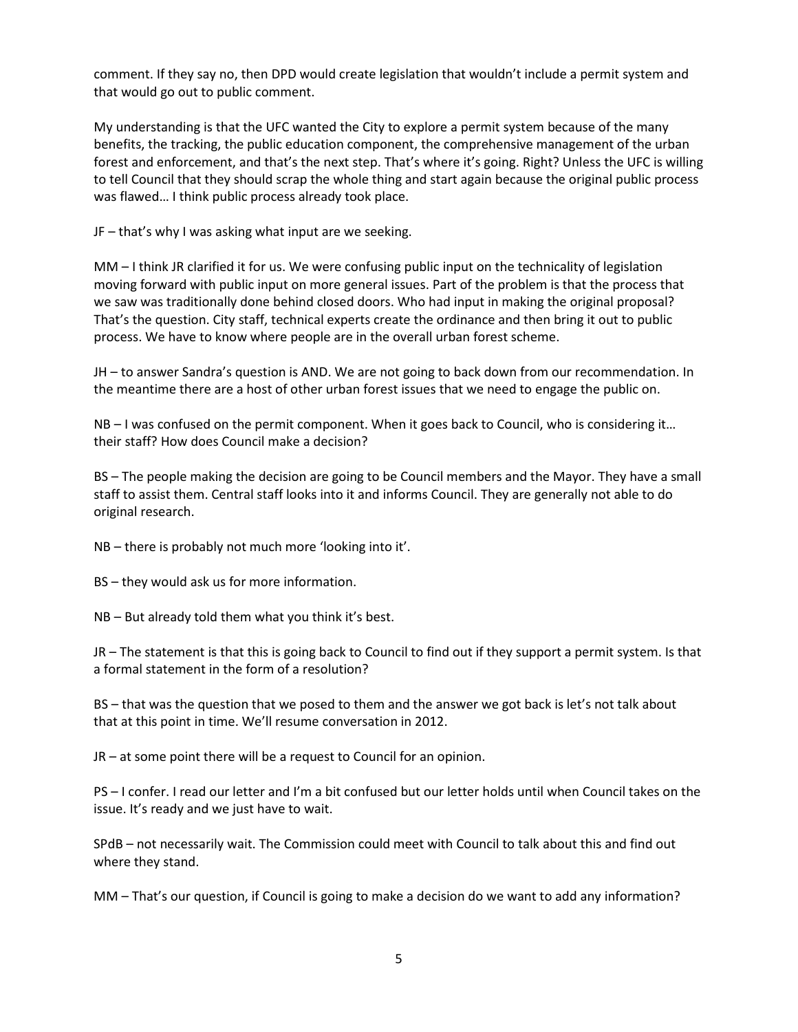comment. If they say no, then DPD would create legislation that wouldn't include a permit system and that would go out to public comment.

My understanding is that the UFC wanted the City to explore a permit system because of the many benefits, the tracking, the public education component, the comprehensive management of the urban forest and enforcement, and that's the next step. That's where it's going. Right? Unless the UFC is willing to tell Council that they should scrap the whole thing and start again because the original public process was flawed… I think public process already took place.

JF – that's why I was asking what input are we seeking.

MM – I think JR clarified it for us. We were confusing public input on the technicality of legislation moving forward with public input on more general issues. Part of the problem is that the process that we saw was traditionally done behind closed doors. Who had input in making the original proposal? That's the question. City staff, technical experts create the ordinance and then bring it out to public process. We have to know where people are in the overall urban forest scheme.

JH – to answer Sandra's question is AND. We are not going to back down from our recommendation. In the meantime there are a host of other urban forest issues that we need to engage the public on.

NB – I was confused on the permit component. When it goes back to Council, who is considering it… their staff? How does Council make a decision?

BS – The people making the decision are going to be Council members and the Mayor. They have a small staff to assist them. Central staff looks into it and informs Council. They are generally not able to do original research.

NB – there is probably not much more 'looking into it'.

BS – they would ask us for more information.

NB – But already told them what you think it's best.

JR – The statement is that this is going back to Council to find out if they support a permit system. Is that a formal statement in the form of a resolution?

BS – that was the question that we posed to them and the answer we got back is let's not talk about that at this point in time. We'll resume conversation in 2012.

JR – at some point there will be a request to Council for an opinion.

PS – I confer. I read our letter and I'm a bit confused but our letter holds until when Council takes on the issue. It's ready and we just have to wait.

SPdB – not necessarily wait. The Commission could meet with Council to talk about this and find out where they stand.

MM – That's our question, if Council is going to make a decision do we want to add any information?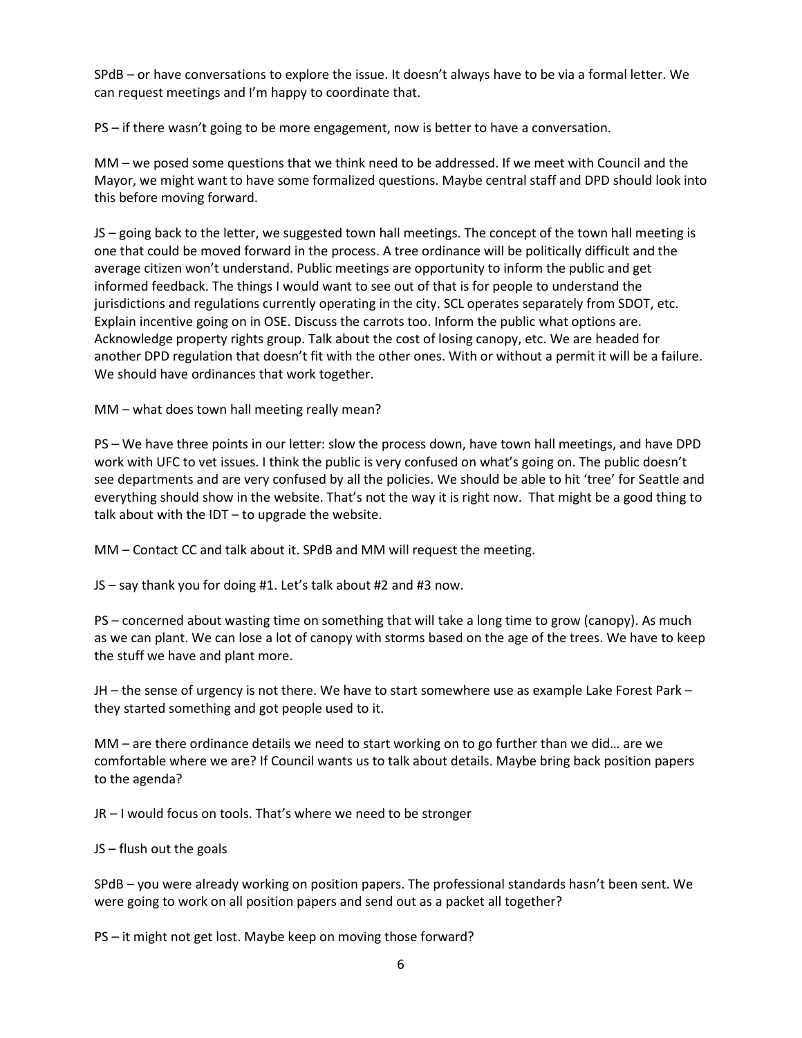SPdB – or have conversations to explore the issue. It doesn't always have to be via a formal letter. We can request meetings and I'm happy to coordinate that.

PS – if there wasn't going to be more engagement, now is better to have a conversation.

MM – we posed some questions that we think need to be addressed. If we meet with Council and the Mayor, we might want to have some formalized questions. Maybe central staff and DPD should look into this before moving forward.

JS – going back to the letter, we suggested town hall meetings. The concept of the town hall meeting is one that could be moved forward in the process. A tree ordinance will be politically difficult and the average citizen won't understand. Public meetings are opportunity to inform the public and get informed feedback. The things I would want to see out of that is for people to understand the jurisdictions and regulations currently operating in the city. SCL operates separately from SDOT, etc. Explain incentive going on in OSE. Discuss the carrots too. Inform the public what options are. Acknowledge property rights group. Talk about the cost of losing canopy, etc. We are headed for another DPD regulation that doesn't fit with the other ones. With or without a permit it will be a failure. We should have ordinances that work together.

MM – what does town hall meeting really mean?

PS – We have three points in our letter: slow the process down, have town hall meetings, and have DPD work with UFC to vet issues. I think the public is very confused on what's going on. The public doesn't see departments and are very confused by all the policies. We should be able to hit 'tree' for Seattle and everything should show in the website. That's not the way it is right now. That might be a good thing to talk about with the IDT – to upgrade the website.

MM – Contact CC and talk about it. SPdB and MM will request the meeting.

JS – say thank you for doing #1. Let's talk about #2 and #3 now.

PS – concerned about wasting time on something that will take a long time to grow (canopy). As much as we can plant. We can lose a lot of canopy with storms based on the age of the trees. We have to keep the stuff we have and plant more.

JH – the sense of urgency is not there. We have to start somewhere use as example Lake Forest Park – they started something and got people used to it.

MM – are there ordinance details we need to start working on to go further than we did… are we comfortable where we are? If Council wants us to talk about details. Maybe bring back position papers to the agenda?

JR – I would focus on tools. That's where we need to be stronger

JS – flush out the goals

SPdB – you were already working on position papers. The professional standards hasn't been sent. We were going to work on all position papers and send out as a packet all together?

PS – it might not get lost. Maybe keep on moving those forward?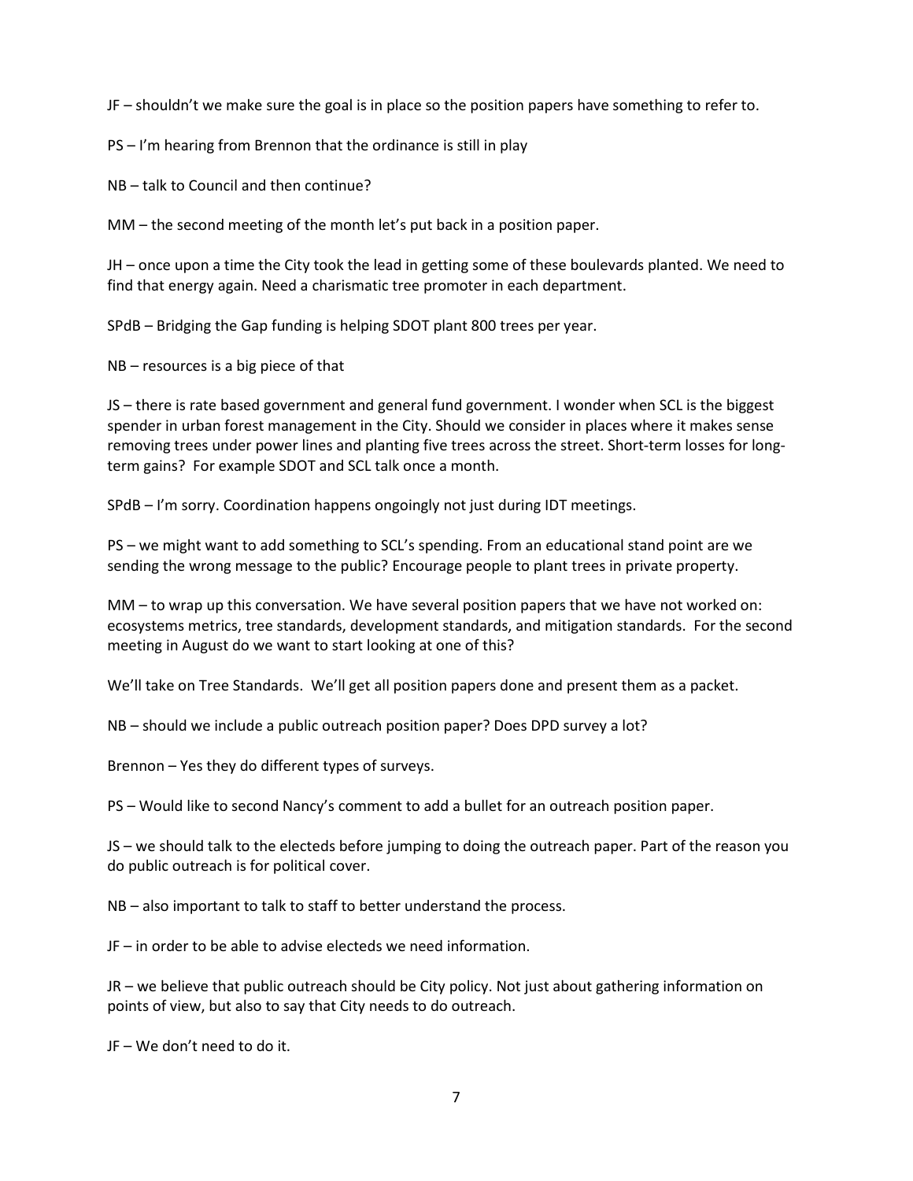JF – shouldn't we make sure the goal is in place so the position papers have something to refer to.

PS – I'm hearing from Brennon that the ordinance is still in play

NB – talk to Council and then continue?

MM – the second meeting of the month let's put back in a position paper.

JH – once upon a time the City took the lead in getting some of these boulevards planted. We need to find that energy again. Need a charismatic tree promoter in each department.

SPdB – Bridging the Gap funding is helping SDOT plant 800 trees per year.

NB – resources is a big piece of that

JS – there is rate based government and general fund government. I wonder when SCL is the biggest spender in urban forest management in the City. Should we consider in places where it makes sense removing trees under power lines and planting five trees across the street. Short-term losses for long-term gains? For example SDOT and SCL talk once a month.

SPdB – I'm sorry. Coordination happens ongoingly not just during IDT meetings.

PS – we might want to add something to SCL's spending. From an educational stand point are we sending the wrong message to the public? Encourage people to plant trees in private property.

MM – to wrap up this conversation. We have several position papers that we have not worked on: ecosystems metrics, tree standards, development standards, and mitigation standards. For the second meeting in August do we want to start looking at one of this?

We'll take on Tree Standards. We'll get all position papers done and present them as a packet.

NB – should we include a public outreach position paper? Does DPD survey a lot?

Brennon – Yes they do different types of surveys.

PS – Would like to second Nancy's comment to add a bullet for an outreach position paper.

JS – we should talk to the electeds before jumping to doing the outreach paper. Part of the reason you do public outreach is for political cover.

NB – also important to talk to staff to better understand the process.

JF – in order to be able to advise electeds we need information.

JR – we believe that public outreach should be City policy. Not just about gathering information on points of view, but also to say that City needs to do outreach.

JF – We don't need to do it.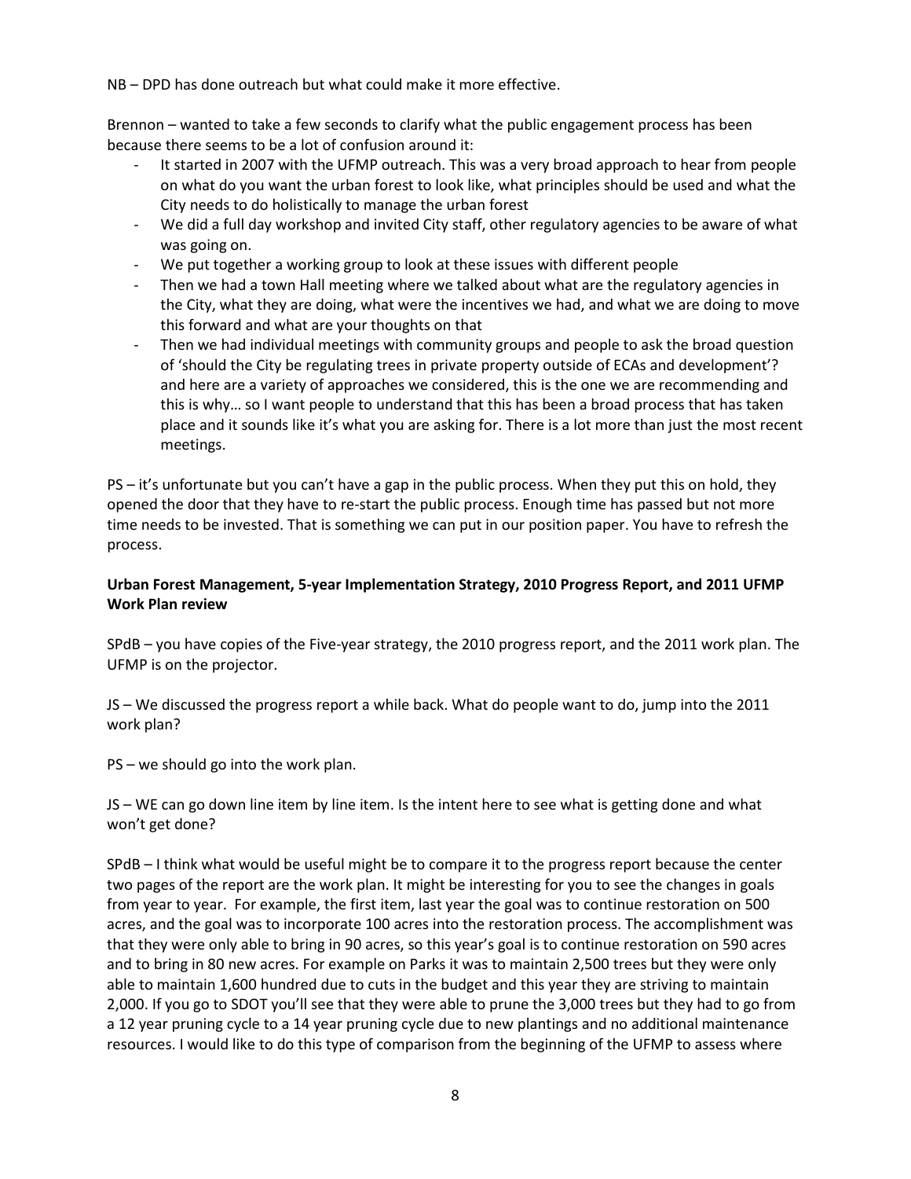NB – DPD has done outreach but what could make it more effective.

Brennon – wanted to take a few seconds to clarify what the public engagement process has been because there seems to be a lot of confusion around it:

- It started in 2007 with the UFMP outreach. This was a very broad approach to hear from people on what do you want the urban forest to look like, what principles should be used and what the City needs to do holistically to manage the urban forest
- We did a full day workshop and invited City staff, other regulatory agencies to be aware of what was going on.
- We put together a working group to look at these issues with different people
- Then we had a town Hall meeting where we talked about what are the regulatory agencies in the City, what they are doing, what were the incentives we had, and what we are doing to move this forward and what are your thoughts on that
- Then we had individual meetings with community groups and people to ask the broad question of 'should the City be regulating trees in private property outside of ECAs and development'? and here are a variety of approaches we considered, this is the one we are recommending and this is why… so I want people to understand that this has been a broad process that has taken place and it sounds like it's what you are asking for. There is a lot more than just the most recent meetings.

PS – it's unfortunate but you can't have a gap in the public process. When they put this on hold, they opened the door that they have to re-start the public process. Enough time has passed but not more time needs to be invested. That is something we can put in our position paper. You have to refresh the process.

**Urban Forest Management, 5-year Implementation Strategy, 2010 Progress Report, and 2011 UFMP Work Plan review**

SPdB – you have copies of the Five-year strategy, the 2010 progress report, and the 2011 work plan. The UFMP is on the projector.

JS – We discussed the progress report a while back. What do people want to do, jump into the 2011 work plan?

PS – we should go into the work plan.

JS – WE can go down line item by line item. Is the intent here to see what is getting done and what won't get done?

SPdB – I think what would be useful might be to compare it to the progress report because the center two pages of the report are the work plan. It might be interesting for you to see the changes in goals from year to year. For example, the first item, last year the goal was to continue restoration on 500 acres, and the goal was to incorporate 100 acres into the restoration process. The accomplishment was that they were only able to bring in 90 acres, so this year's goal is to continue restoration on 590 acres and to bring in 80 new acres. For example on Parks it was to maintain 2,500 trees but they were only able to maintain 1,600 hundred due to cuts in the budget and this year they are striving to maintain 2,000. If you go to SDOT you'll see that they were able to prune the 3,000 trees but they had to go from a 12 year pruning cycle to a 14 year pruning cycle due to new plantings and no additional maintenance resources. I would like to do this type of comparison from the beginning of the UFMP to assess where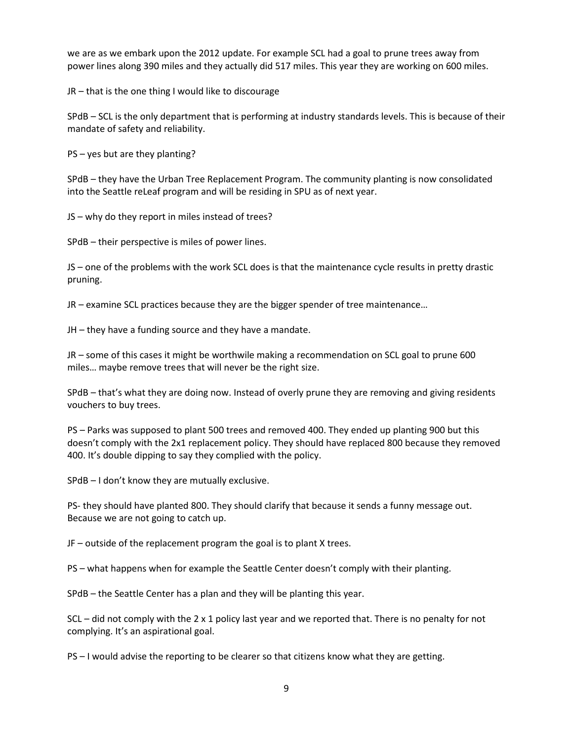we are as we embark upon the 2012 update. For example SCL had a goal to prune trees away from power lines along 390 miles and they actually did 517 miles. This year they are working on 600 miles.

JR – that is the one thing I would like to discourage

SPdB – SCL is the only department that is performing at industry standards levels. This is because of their mandate of safety and reliability.

PS – yes but are they planting?

SPdB – they have the Urban Tree Replacement Program. The community planting is now consolidated into the Seattle reLeaf program and will be residing in SPU as of next year.

JS – why do they report in miles instead of trees?

SPdB – their perspective is miles of power lines.

JS – one of the problems with the work SCL does is that the maintenance cycle results in pretty drastic pruning.

JR – examine SCL practices because they are the bigger spender of tree maintenance…

JH – they have a funding source and they have a mandate.

JR – some of this cases it might be worthwile making a recommendation on SCL goal to prune 600 miles… maybe remove trees that will never be the right size.

SPdB – that's what they are doing now. Instead of overly prune they are removing and giving residents vouchers to buy trees.

PS – Parks was supposed to plant 500 trees and removed 400. They ended up planting 900 but this doesn't comply with the 2x1 replacement policy. They should have replaced 800 because they removed 400. It's double dipping to say they complied with the policy.

SPdB – I don't know they are mutually exclusive.

PS- they should have planted 800. They should clarify that because it sends a funny message out. Because we are not going to catch up.

JF – outside of the replacement program the goal is to plant X trees.

PS – what happens when for example the Seattle Center doesn't comply with their planting.

SPdB – the Seattle Center has a plan and they will be planting this year.

SCL – did not comply with the 2 x 1 policy last year and we reported that. There is no penalty for not complying. It's an aspirational goal.

PS – I would advise the reporting to be clearer so that citizens know what they are getting.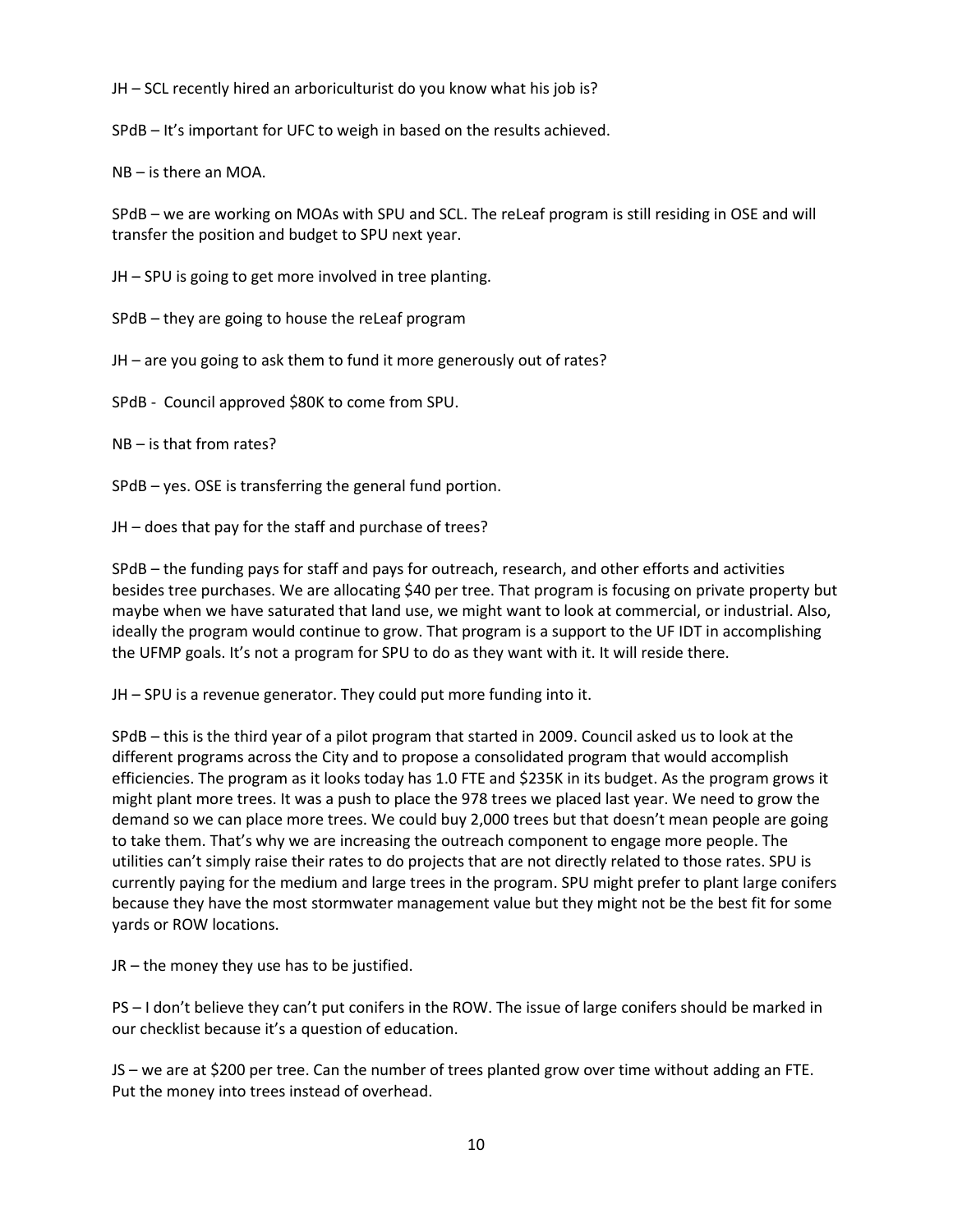JH – SCL recently hired an arboriculturist do you know what his job is?

SPdB – It's important for UFC to weigh in based on the results achieved.

NB – is there an MOA.

SPdB – we are working on MOAs with SPU and SCL. The reLeaf program is still residing in OSE and will transfer the position and budget to SPU next year.

JH – SPU is going to get more involved in tree planting.

SPdB – they are going to house the reLeaf program

JH – are you going to ask them to fund it more generously out of rates?

SPdB - Council approved $80K to come from SPU.

NB – is that from rates?

SPdB – yes. OSE is transferring the general fund portion.

JH – does that pay for the staff and purchase of trees?

SPdB – the funding pays for staff and pays for outreach, research, and other efforts and activities besides tree purchases. We are allocating $40 per tree. That program is focusing on private property but maybe when we have saturated that land use, we might want to look at commercial, or industrial. Also, ideally the program would continue to grow. That program is a support to the UF IDT in accomplishing the UFMP goals. It's not a program for SPU to do as they want with it. It will reside there.

JH – SPU is a revenue generator. They could put more funding into it.

SPdB – this is the third year of a pilot program that started in 2009. Council asked us to look at the different programs across the City and to propose a consolidated program that would accomplish efficiencies. The program as it looks today has 1.0 FTE and $235K in its budget. As the program grows it might plant more trees. It was a push to place the 978 trees we placed last year. We need to grow the demand so we can place more trees. We could buy 2,000 trees but that doesn't mean people are going to take them. That's why we are increasing the outreach component to engage more people. The utilities can't simply raise their rates to do projects that are not directly related to those rates. SPU is currently paying for the medium and large trees in the program. SPU might prefer to plant large conifers because they have the most stormwater management value but they might not be the best fit for some yards or ROW locations.

JR – the money they use has to be justified.

PS – I don't believe they can't put conifers in the ROW. The issue of large conifers should be marked in our checklist because it's a question of education.

JS – we are at $200 per tree. Can the number of trees planted grow over time without adding an FTE. Put the money into trees instead of overhead.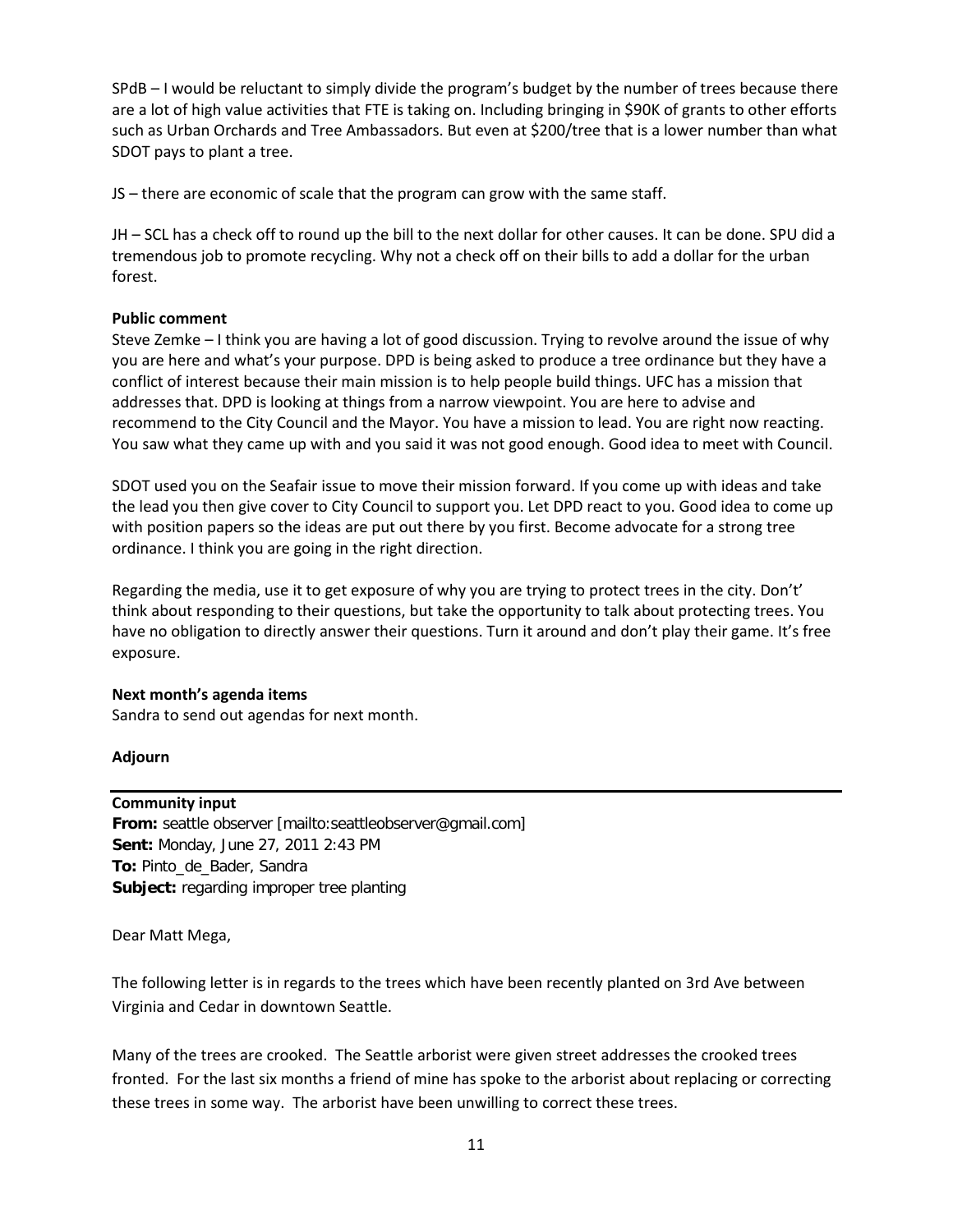SPdB – I would be reluctant to simply divide the program's budget by the number of trees because there are a lot of high value activities that FTE is taking on. Including bringing in $90K of grants to other efforts such as Urban Orchards and Tree Ambassadors. But even at $200/tree that is a lower number than what SDOT pays to plant a tree.

JS – there are economic of scale that the program can grow with the same staff.

JH – SCL has a check off to round up the bill to the next dollar for other causes. It can be done. SPU did a tremendous job to promote recycling. Why not a check off on their bills to add a dollar for the urban forest.

**Public comment**

Steve Zemke – I think you are having a lot of good discussion. Trying to revolve around the issue of why you are here and what's your purpose. DPD is being asked to produce a tree ordinance but they have a conflict of interest because their main mission is to help people build things. UFC has a mission that addresses that. DPD is looking at things from a narrow viewpoint. You are here to advise and recommend to the City Council and the Mayor. You have a mission to lead. You are right now reacting. You saw what they came up with and you said it was not good enough. Good idea to meet with Council.

SDOT used you on the Seafair issue to move their mission forward. If you come up with ideas and take the lead you then give cover to City Council to support you. Let DPD react to you. Good idea to come up with position papers so the ideas are put out there by you first. Become advocate for a strong tree ordinance. I think you are going in the right direction.

Regarding the media, use it to get exposure of why you are trying to protect trees in the city. Don't' think about responding to their questions, but take the opportunity to talk about protecting trees. You have no obligation to directly answer their questions. Turn it around and don't play their game. It's free exposure.

**Next month's agenda items**

Sandra to send out agendas for next month.

**Adjourn**

---

**Community input**

**From:** seattle observer [mailto:seattleobserver@gmail.com]
**Sent:** Monday, June 27, 2011 2:43 PM
**To:** Pinto_de_Bader, Sandra
**Subject:** regarding improper tree planting

Dear Matt Mega,

The following letter is in regards to the trees which have been recently planted on 3rd Ave between Virginia and Cedar in downtown Seattle.

Many of the trees are crooked. The Seattle arborist were given street addresses the crooked trees fronted. For the last six months a friend of mine has spoke to the arborist about replacing or correcting these trees in some way. The arborist have been unwilling to correct these trees.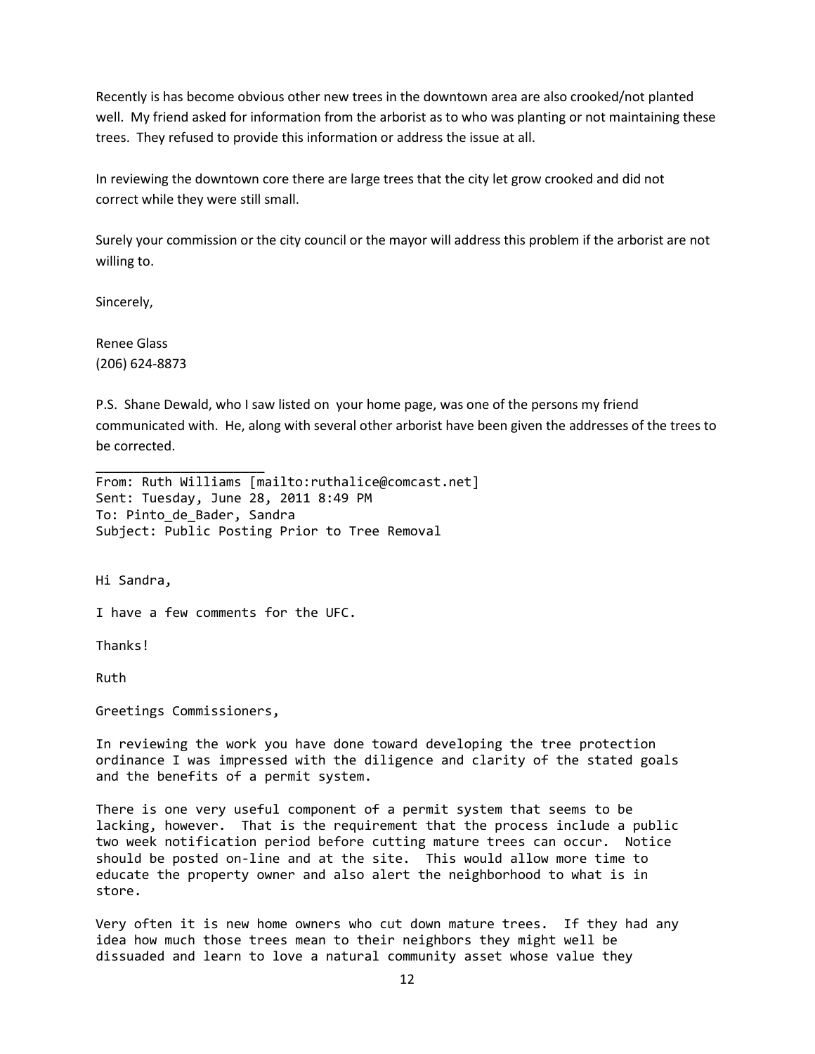Recently is has become obvious other new trees in the downtown area are also crooked/not planted well. My friend asked for information from the arborist as to who was planting or not maintaining these trees. They refused to provide this information or address the issue at all.

In reviewing the downtown core there are large trees that the city let grow crooked and did not correct while they were still small.

Surely your commission or the city council or the mayor will address this problem if the arborist are not willing to.

Sincerely,

Renee Glass
(206) 624-8873

P.S. Shane Dewald, who I saw listed on your home page, was one of the persons my friend communicated with. He, along with several other arborist have been given the addresses of the trees to be corrected.

---

From: Ruth Williams [mailto:ruthalice@comcast.net]
Sent: Tuesday, June 28, 2011 8:49 PM
To: Pinto_de_Bader, Sandra
Subject: Public Posting Prior to Tree Removal

Hi Sandra,

I have a few comments for the UFC.

Thanks!

Ruth

Greetings Commissioners,

In reviewing the work you have done toward developing the tree protection ordinance I was impressed with the diligence and clarity of the stated goals and the benefits of a permit system.

There is one very useful component of a permit system that seems to be lacking, however. That is the requirement that the process include a public two week notification period before cutting mature trees can occur. Notice should be posted on-line and at the site. This would allow more time to educate the property owner and also alert the neighborhood to what is in store.

Very often it is new home owners who cut down mature trees. If they had any idea how much those trees mean to their neighbors they might well be dissuaded and learn to love a natural community asset whose value they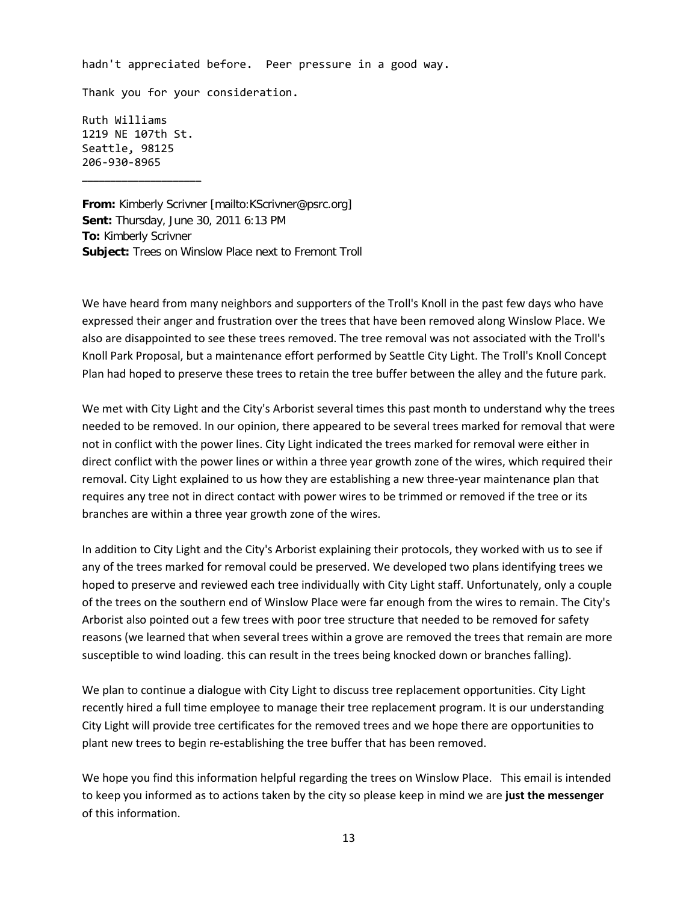hadn't appreciated before.  Peer pressure in a good way.

Thank you for your consideration.

Ruth Williams
1219 NE 107th St.
Seattle, 98125
206-930-8965

________________

**From:** Kimberly Scrivner [mailto:KScrivner@psrc.org]
**Sent:** Thursday, June 30, 2011 6:13 PM
**To:** Kimberly Scrivner
**Subject:** Trees on Winslow Place next to Fremont Troll

We have heard from many neighbors and supporters of the Troll's Knoll in the past few days who have expressed their anger and frustration over the trees that have been removed along Winslow Place. We also are disappointed to see these trees removed. The tree removal was not associated with the Troll's Knoll Park Proposal, but a maintenance effort performed by Seattle City Light. The Troll's Knoll Concept Plan had hoped to preserve these trees to retain the tree buffer between the alley and the future park.

We met with City Light and the City's Arborist several times this past month to understand why the trees needed to be removed. In our opinion, there appeared to be several trees marked for removal that were not in conflict with the power lines. City Light indicated the trees marked for removal were either in direct conflict with the power lines or within a three year growth zone of the wires, which required their removal. City Light explained to us how they are establishing a new three-year maintenance plan that requires any tree not in direct contact with power wires to be trimmed or removed if the tree or its branches are within a three year growth zone of the wires.

In addition to City Light and the City's Arborist explaining their protocols, they worked with us to see if any of the trees marked for removal could be preserved. We developed two plans identifying trees we hoped to preserve and reviewed each tree individually with City Light staff. Unfortunately, only a couple of the trees on the southern end of Winslow Place were far enough from the wires to remain. The City's Arborist also pointed out a few trees with poor tree structure that needed to be removed for safety reasons (we learned that when several trees within a grove are removed the trees that remain are more susceptible to wind loading. this can result in the trees being knocked down or branches falling).

We plan to continue a dialogue with City Light to discuss tree replacement opportunities. City Light recently hired a full time employee to manage their tree replacement program. It is our understanding City Light will provide tree certificates for the removed trees and we hope there are opportunities to plant new trees to begin re-establishing the tree buffer that has been removed.

We hope you find this information helpful regarding the trees on Winslow Place.   This email is intended to keep you informed as to actions taken by the city so please keep in mind we are **just the messenger** of this information.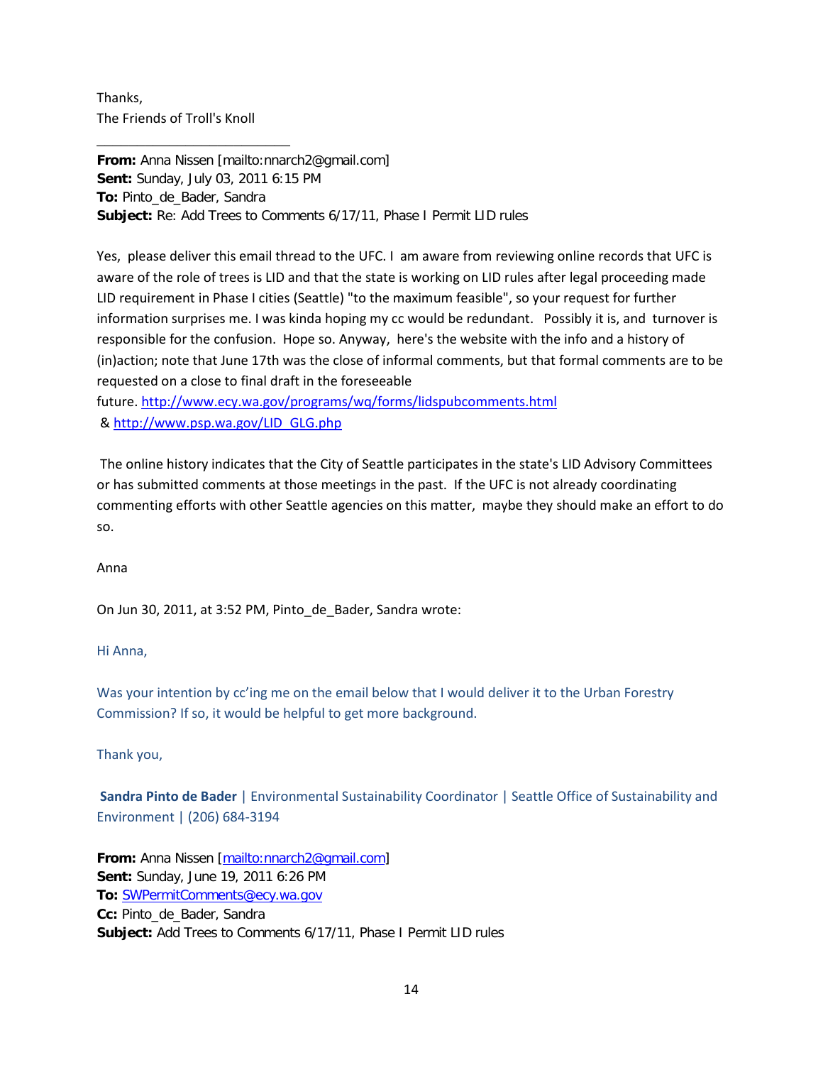Thanks,
The Friends of Troll's Knoll

---

**From:** Anna Nissen [mailto:nnarch2@gmail.com]
**Sent:** Sunday, July 03, 2011 6:15 PM
**To:** Pinto_de_Bader, Sandra
**Subject:** Re: Add Trees to Comments 6/17/11, Phase I Permit LID rules

Yes, please deliver this email thread to the UFC. I am aware from reviewing online records that UFC is aware of the role of trees is LID and that the state is working on LID rules after legal proceeding made LID requirement in Phase I cities (Seattle) "to the maximum feasible", so your request for further information surprises me. I was kinda hoping my cc would be redundant. Possibly it is, and turnover is responsible for the confusion. Hope so. Anyway, here's the website with the info and a history of (in)action; note that June 17th was the close of informal comments, but that formal comments are to be requested on a close to final draft in the foreseeable future. http://www.ecy.wa.gov/programs/wq/forms/lidspubcomments.html & http://www.psp.wa.gov/LID_GLG.php

The online history indicates that the City of Seattle participates in the state's LID Advisory Committees or has submitted comments at those meetings in the past. If the UFC is not already coordinating commenting efforts with other Seattle agencies on this matter, maybe they should make an effort to do so.

Anna

On Jun 30, 2011, at 3:52 PM, Pinto_de_Bader, Sandra wrote:

Hi Anna,

Was your intention by cc'ing me on the email below that I would deliver it to the Urban Forestry Commission? If so, it would be helpful to get more background.

Thank you,

**Sandra Pinto de Bader** | Environmental Sustainability Coordinator | Seattle Office of Sustainability and Environment | (206) 684-3194

**From:** Anna Nissen [mailto:nnarch2@gmail.com]
**Sent:** Sunday, June 19, 2011 6:26 PM
**To:** SWPermitComments@ecy.wa.gov
**Cc:** Pinto_de_Bader, Sandra
**Subject:** Add Trees to Comments 6/17/11, Phase I Permit LID rules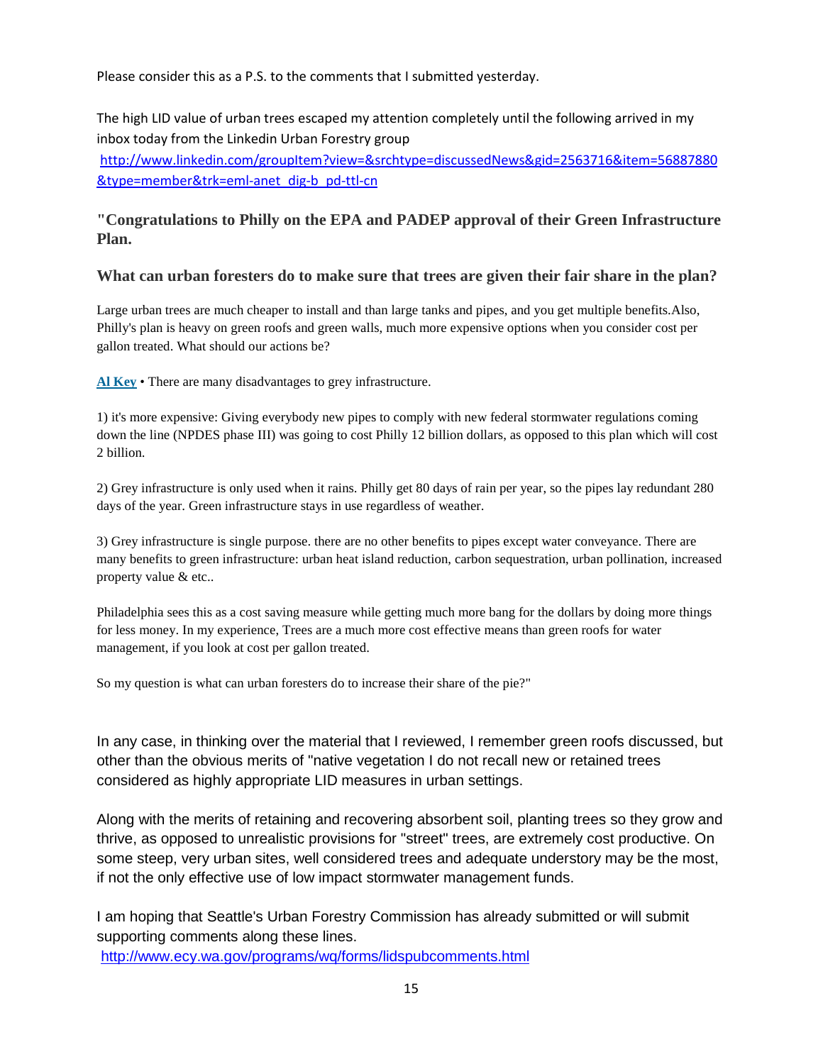Please consider this as a P.S. to the comments that I submitted yesterday.

The high LID value of urban trees escaped my attention completely until the following arrived in my inbox today from the Linkedin Urban Forestry group
http://www.linkedin.com/groupItem?view=&srchtype=discussedNews&gid=2563716&item=56887880&type=member&trk=eml-anet_dig-b_pd-ttl-cn

**"Congratulations to Philly on the EPA and PADEP approval of their Green Infrastructure Plan.**

**What can urban foresters do to make sure that trees are given their fair share in the plan?**

Large urban trees are much cheaper to install and than large tanks and pipes, and you get multiple benefits.Also, Philly's plan is heavy on green roofs and green walls, much more expensive options when you consider cost per gallon treated. What should our actions be?

**Al Key** • There are many disadvantages to grey infrastructure.

1) it's more expensive: Giving everybody new pipes to comply with new federal stormwater regulations coming down the line (NPDES phase III) was going to cost Philly 12 billion dollars, as opposed to this plan which will cost 2 billion.

2) Grey infrastructure is only used when it rains. Philly get 80 days of rain per year, so the pipes lay redundant 280 days of the year. Green infrastructure stays in use regardless of weather.

3) Grey infrastructure is single purpose. there are no other benefits to pipes except water conveyance. There are many benefits to green infrastructure: urban heat island reduction, carbon sequestration, urban pollination, increased property value & etc..

Philadelphia sees this as a cost saving measure while getting much more bang for the dollars by doing more things for less money. In my experience, Trees are a much more cost effective means than green roofs for water management, if you look at cost per gallon treated.

So my question is what can urban foresters do to increase their share of the pie?"

In any case, in thinking over the material that I reviewed, I remember green roofs discussed, but other than the obvious merits of "native vegetation I do not recall new or retained trees considered as highly appropriate LID measures in urban settings.

Along with the merits of retaining and recovering absorbent soil, planting trees so they grow and thrive, as opposed to unrealistic provisions for "street" trees, are extremely cost productive. On some steep, very urban sites, well considered trees and adequate understory may be the most, if not the only effective use of low impact stormwater management funds.

I am hoping that Seattle's Urban Forestry Commission has already submitted or will submit supporting comments along these lines.
http://www.ecy.wa.gov/programs/wq/forms/lidspubcomments.html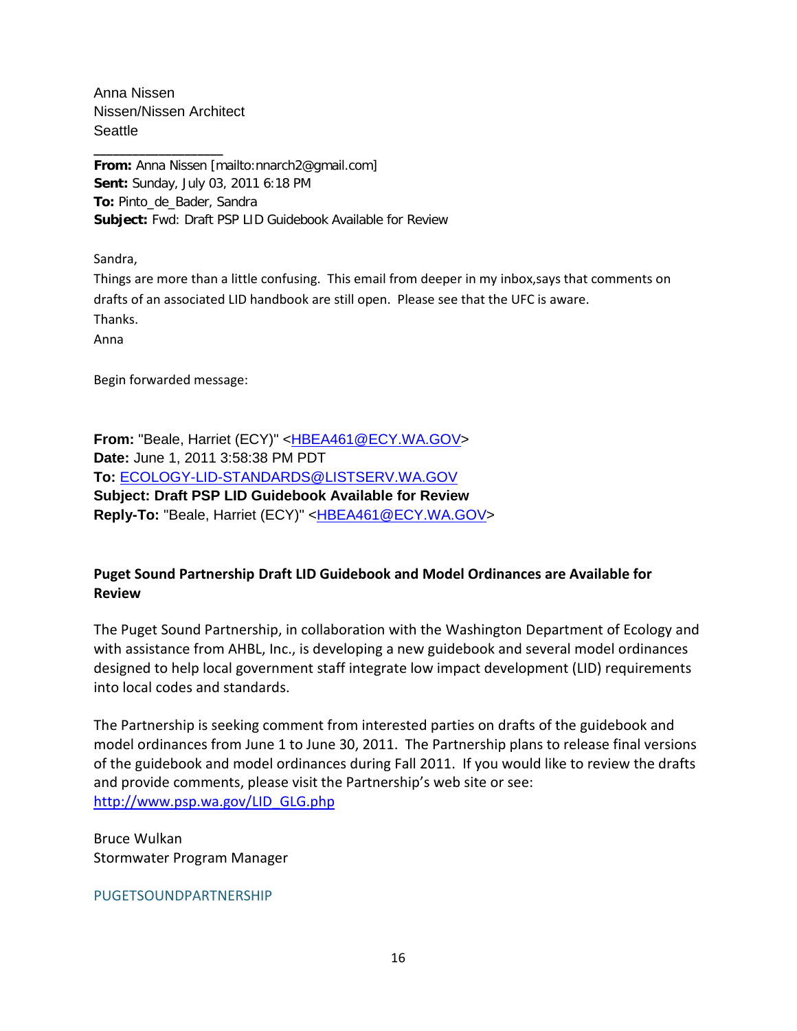Anna Nissen
Nissen/Nissen Architect
Seattle

________________

**From:** Anna Nissen [mailto:nnarch2@gmail.com]
**Sent:** Sunday, July 03, 2011 6:18 PM
**To:** Pinto_de_Bader, Sandra
**Subject:** Fwd: Draft PSP LID Guidebook Available for Review

Sandra,

Things are more than a little confusing. This email from deeper in my inbox,says that comments on drafts of an associated LID handbook are still open. Please see that the UFC is aware.

Thanks.

Anna

Begin forwarded message:

**From:** "Beale, Harriet (ECY)" <HBEA461@ECY.WA.GOV>
**Date:** June 1, 2011 3:58:38 PM PDT
**To:** ECOLOGY-LID-STANDARDS@LISTSERV.WA.GOV
**Subject: Draft PSP LID Guidebook Available for Review**
**Reply-To:** "Beale, Harriet (ECY)" <HBEA461@ECY.WA.GOV>

**Puget Sound Partnership Draft LID Guidebook and Model Ordinances are Available for Review**

The Puget Sound Partnership, in collaboration with the Washington Department of Ecology and with assistance from AHBL, Inc., is developing a new guidebook and several model ordinances designed to help local government staff integrate low impact development (LID) requirements into local codes and standards.

The Partnership is seeking comment from interested parties on drafts of the guidebook and model ordinances from June 1 to June 30, 2011. The Partnership plans to release final versions of the guidebook and model ordinances during Fall 2011. If you would like to review the drafts and provide comments, please visit the Partnership's web site or see: http://www.psp.wa.gov/LID_GLG.php

Bruce Wulkan
Stormwater Program Manager

PUGETSOUNDPARTNERSHIP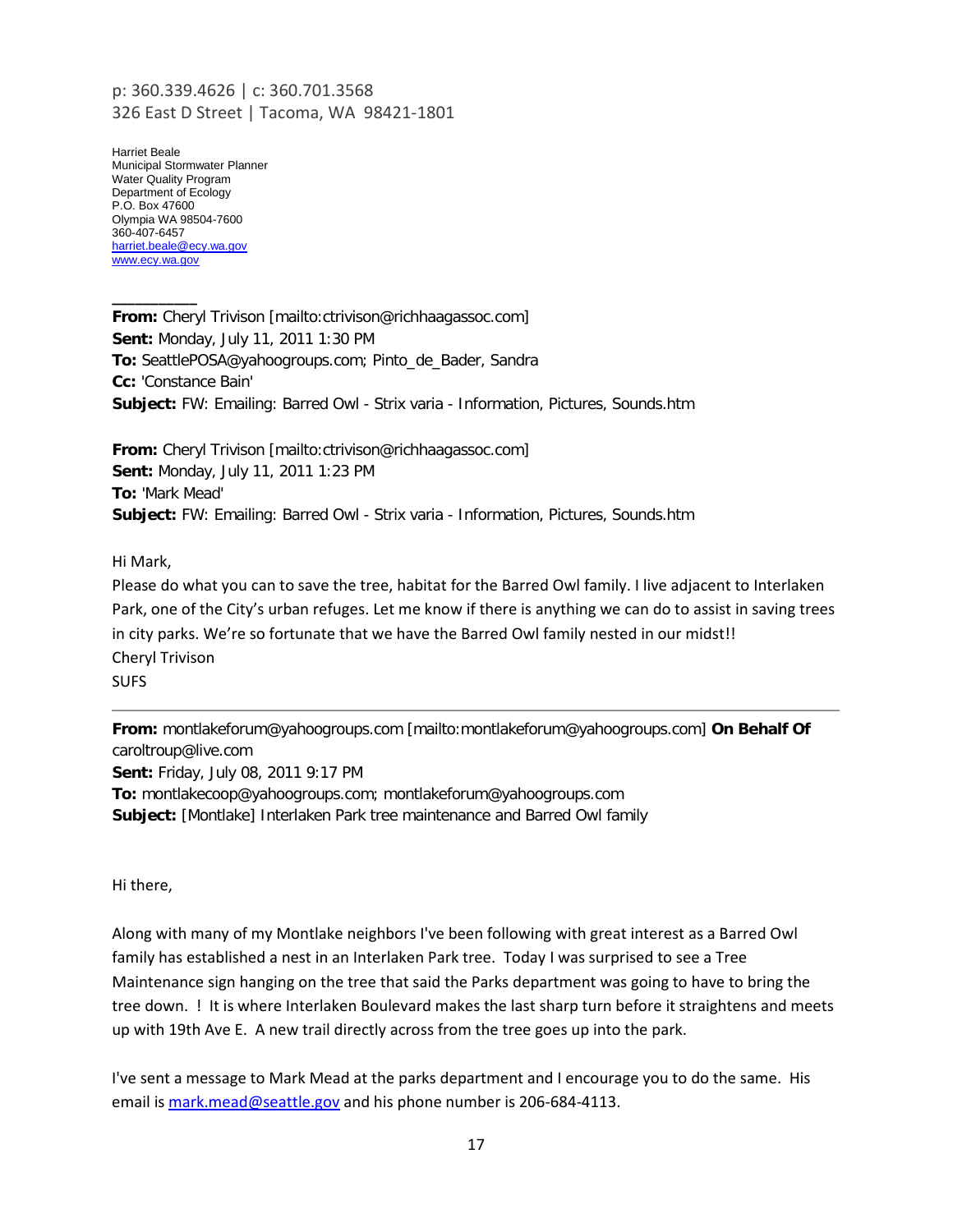p: 360.339.4626 | c: 360.701.3568
326 East D Street | Tacoma, WA 98421-1801

Harriet Beale
Municipal Stormwater Planner
Water Quality Program
Department of Ecology
P.O. Box 47600
Olympia WA 98504-7600
360-407-6457
harriet.beale@ecy.wa.gov
www.ecy.wa.gov

---

**From:** Cheryl Trivison [mailto:ctrivison@richhaagassoc.com]
**Sent:** Monday, July 11, 2011 1:30 PM
**To:** SeattlePOSA@yahoogroups.com; Pinto_de_Bader, Sandra
**Cc:** 'Constance Bain'
**Subject:** FW: Emailing: Barred Owl - Strix varia - Information, Pictures, Sounds.htm

**From:** Cheryl Trivison [mailto:ctrivison@richhaagassoc.com]
**Sent:** Monday, July 11, 2011 1:23 PM
**To:** 'Mark Mead'
**Subject:** FW: Emailing: Barred Owl - Strix varia - Information, Pictures, Sounds.htm

Hi Mark,
Please do what you can to save the tree, habitat for the Barred Owl family. I live adjacent to Interlaken Park, one of the City's urban refuges. Let me know if there is anything we can do to assist in saving trees in city parks. We're so fortunate that we have the Barred Owl family nested in our midst!!
Cheryl Trivison
SUFS

---

**From:** montlakeforum@yahoogroups.com [mailto:montlakeforum@yahoogroups.com] **On Behalf Of** caroltroup@live.com
**Sent:** Friday, July 08, 2011 9:17 PM
**To:** montlakecoop@yahoogroups.com; montlakeforum@yahoogroups.com
**Subject:** [Montlake] Interlaken Park tree maintenance and Barred Owl family

Hi there,

Along with many of my Montlake neighbors I've been following with great interest as a Barred Owl family has established a nest in an Interlaken Park tree. Today I was surprised to see a Tree Maintenance sign hanging on the tree that said the Parks department was going to have to bring the tree down. ! It is where Interlaken Boulevard makes the last sharp turn before it straightens and meets up with 19th Ave E. A new trail directly across from the tree goes up into the park.

I've sent a message to Mark Mead at the parks department and I encourage you to do the same. His email is mark.mead@seattle.gov and his phone number is 206-684-4113.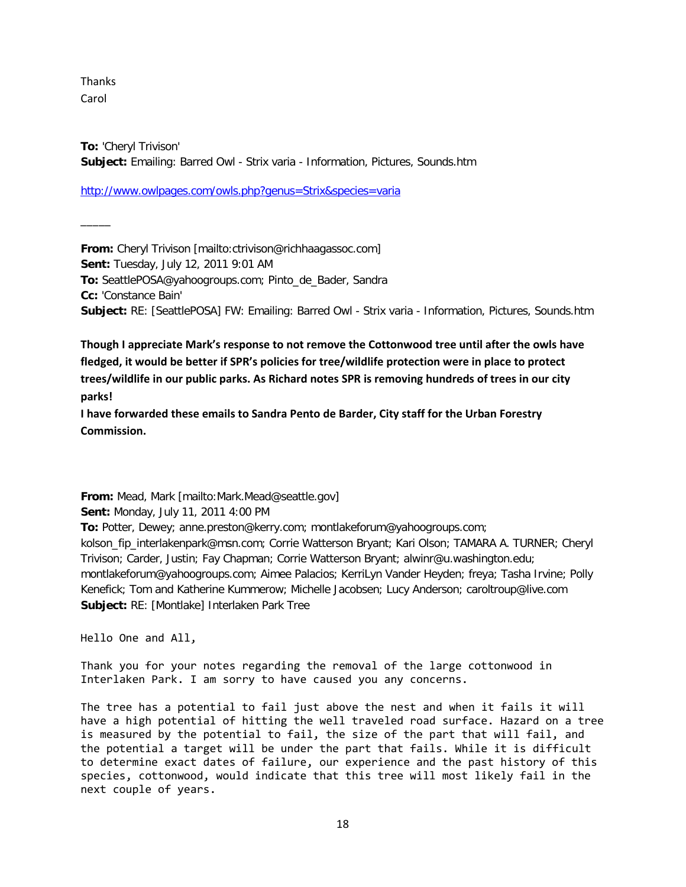Thanks
Carol

**To:** 'Cheryl Trivison'
**Subject:** Emailing: Barred Owl - Strix varia - Information, Pictures, Sounds.htm

http://www.owlpages.com/owls.php?genus=Strix&species=varia

_____

**From:** Cheryl Trivison [mailto:ctrivison@richhaagassoc.com]
**Sent:** Tuesday, July 12, 2011 9:01 AM
**To:** SeattlePOSA@yahoogroups.com; Pinto_de_Bader, Sandra
**Cc:** 'Constance Bain'
**Subject:** RE: [SeattlePOSA] FW: Emailing: Barred Owl - Strix varia - Information, Pictures, Sounds.htm

**Though I appreciate Mark's response to not remove the Cottonwood tree until after the owls have fledged, it would be better if SPR's policies for tree/wildlife protection were in place to protect trees/wildlife in our public parks. As Richard notes SPR is removing hundreds of trees in our city parks!**
**I have forwarded these emails to Sandra Pento de Barder, City staff for the Urban Forestry Commission.**

**From:** Mead, Mark [mailto:Mark.Mead@seattle.gov]
**Sent:** Monday, July 11, 2011 4:00 PM
**To:** Potter, Dewey; anne.preston@kerry.com; montlakeforum@yahoogroups.com; kolson_fip_interlakenpark@msn.com; Corrie Watterson Bryant; Kari Olson; TAMARA A. TURNER; Cheryl Trivison; Carder, Justin; Fay Chapman; Corrie Watterson Bryant; alwinr@u.washington.edu; montlakeforum@yahoogroups.com; Aimee Palacios; KerriLyn Vander Heyden; freya; Tasha Irvine; Polly Kenefick; Tom and Katherine Kummerow; Michelle Jacobsen; Lucy Anderson; caroltroup@live.com
**Subject:** RE: [Montlake] Interlaken Park Tree

Hello One and All,

Thank you for your notes regarding the removal of the large cottonwood in Interlaken Park. I am sorry to have caused you any concerns.

The tree has a potential to fail just above the nest and when it fails it will have a high potential of hitting the well traveled road surface. Hazard on a tree is measured by the potential to fail, the size of the part that will fail, and the potential a target will be under the part that fails. While it is difficult to determine exact dates of failure, our experience and the past history of this species, cottonwood, would indicate that this tree will most likely fail in the next couple of years.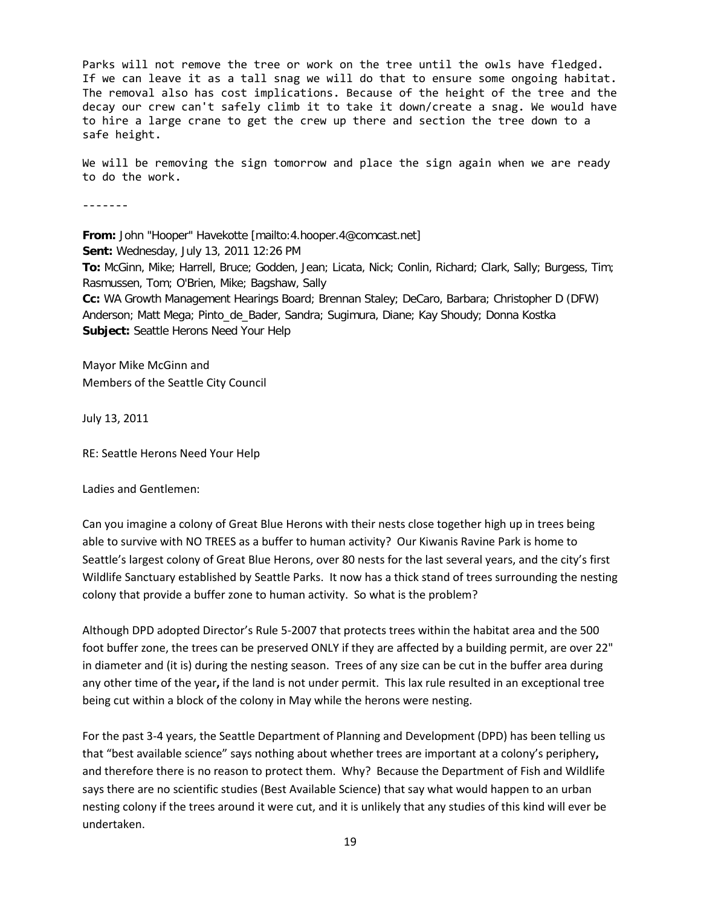Parks will not remove the tree or work on the tree until the owls have fledged. If we can leave it as a tall snag we will do that to ensure some ongoing habitat. The removal also has cost implications. Because of the height of the tree and the decay our crew can't safely climb it to take it down/create a snag. We would have to hire a large crane to get the crew up there and section the tree down to a safe height.

We will be removing the sign tomorrow and place the sign again when we are ready to do the work.

-------

**From:** John "Hooper" Havekotte [mailto:4.hooper.4@comcast.net]
**Sent:** Wednesday, July 13, 2011 12:26 PM
**To:** McGinn, Mike; Harrell, Bruce; Godden, Jean; Licata, Nick; Conlin, Richard; Clark, Sally; Burgess, Tim; Rasmussen, Tom; O'Brien, Mike; Bagshaw, Sally
**Cc:** WA Growth Management Hearings Board; Brennan Staley; DeCaro, Barbara; Christopher D (DFW) Anderson; Matt Mega; Pinto_de_Bader, Sandra; Sugimura, Diane; Kay Shoudy; Donna Kostka
**Subject:** Seattle Herons Need Your Help

Mayor Mike McGinn and
Members of the Seattle City Council

July 13, 2011

RE: Seattle Herons Need Your Help

Ladies and Gentlemen:

Can you imagine a colony of Great Blue Herons with their nests close together high up in trees being able to survive with NO TREES as a buffer to human activity? Our Kiwanis Ravine Park is home to Seattle's largest colony of Great Blue Herons, over 80 nests for the last several years, and the city's first Wildlife Sanctuary established by Seattle Parks. It now has a thick stand of trees surrounding the nesting colony that provide a buffer zone to human activity. So what is the problem?

Although DPD adopted Director's Rule 5-2007 that protects trees within the habitat area and the 500 foot buffer zone, the trees can be preserved ONLY if they are affected by a building permit, are over 22" in diameter and (it is) during the nesting season. Trees of any size can be cut in the buffer area during any other time of the year**,** if the land is not under permit. This lax rule resulted in an exceptional tree being cut within a block of the colony in May while the herons were nesting.

For the past 3-4 years, the Seattle Department of Planning and Development (DPD) has been telling us that "best available science" says nothing about whether trees are important at a colony's periphery**,** and therefore there is no reason to protect them. Why? Because the Department of Fish and Wildlife says there are no scientific studies (Best Available Science) that say what would happen to an urban nesting colony if the trees around it were cut, and it is unlikely that any studies of this kind will ever be undertaken.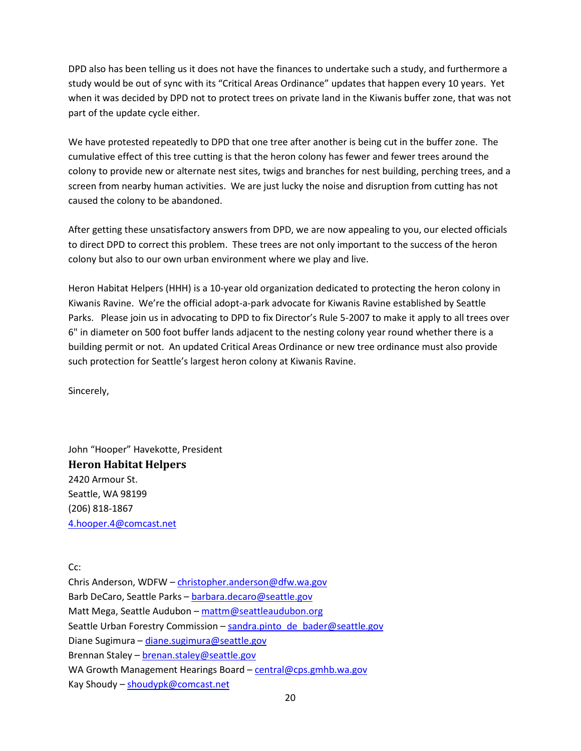DPD also has been telling us it does not have the finances to undertake such a study, and furthermore a study would be out of sync with its "Critical Areas Ordinance" updates that happen every 10 years. Yet when it was decided by DPD not to protect trees on private land in the Kiwanis buffer zone, that was not part of the update cycle either.

We have protested repeatedly to DPD that one tree after another is being cut in the buffer zone. The cumulative effect of this tree cutting is that the heron colony has fewer and fewer trees around the colony to provide new or alternate nest sites, twigs and branches for nest building, perching trees, and a screen from nearby human activities. We are just lucky the noise and disruption from cutting has not caused the colony to be abandoned.

After getting these unsatisfactory answers from DPD, we are now appealing to you, our elected officials to direct DPD to correct this problem. These trees are not only important to the success of the heron colony but also to our own urban environment where we play and live.

Heron Habitat Helpers (HHH) is a 10-year old organization dedicated to protecting the heron colony in Kiwanis Ravine. We're the official adopt-a-park advocate for Kiwanis Ravine established by Seattle Parks. Please join us in advocating to DPD to fix Director's Rule 5-2007 to make it apply to all trees over 6" in diameter on 500 foot buffer lands adjacent to the nesting colony year round whether there is a building permit or not. An updated Critical Areas Ordinance or new tree ordinance must also provide such protection for Seattle's largest heron colony at Kiwanis Ravine.

Sincerely,

John "Hooper" Havekotte, President
**Heron Habitat Helpers**
2420 Armour St.
Seattle, WA 98199
(206) 818-1867
4.hooper.4@comcast.net

Cc:
Chris Anderson, WDFW – christopher.anderson@dfw.wa.gov
Barb DeCaro, Seattle Parks – barbara.decaro@seattle.gov
Matt Mega, Seattle Audubon – mattm@seattleaudubon.org
Seattle Urban Forestry Commission – sandra.pinto_de_bader@seattle.gov
Diane Sugimura – diane.sugimura@seattle.gov
Brennan Staley – brenan.staley@seattle.gov
WA Growth Management Hearings Board – central@cps.gmhb.wa.gov
Kay Shoudy – shoudypk@comcast.net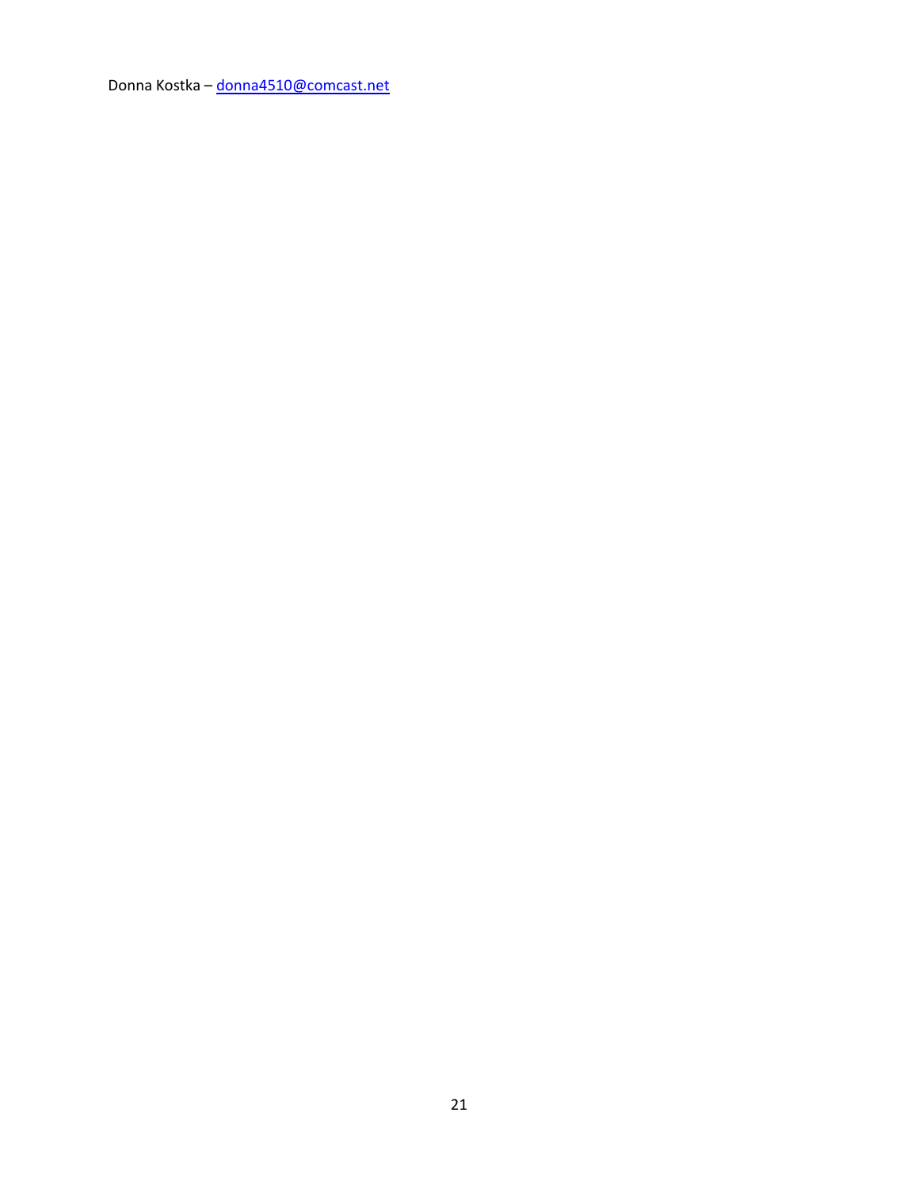Donna Kostka – donna4510@comcast.net